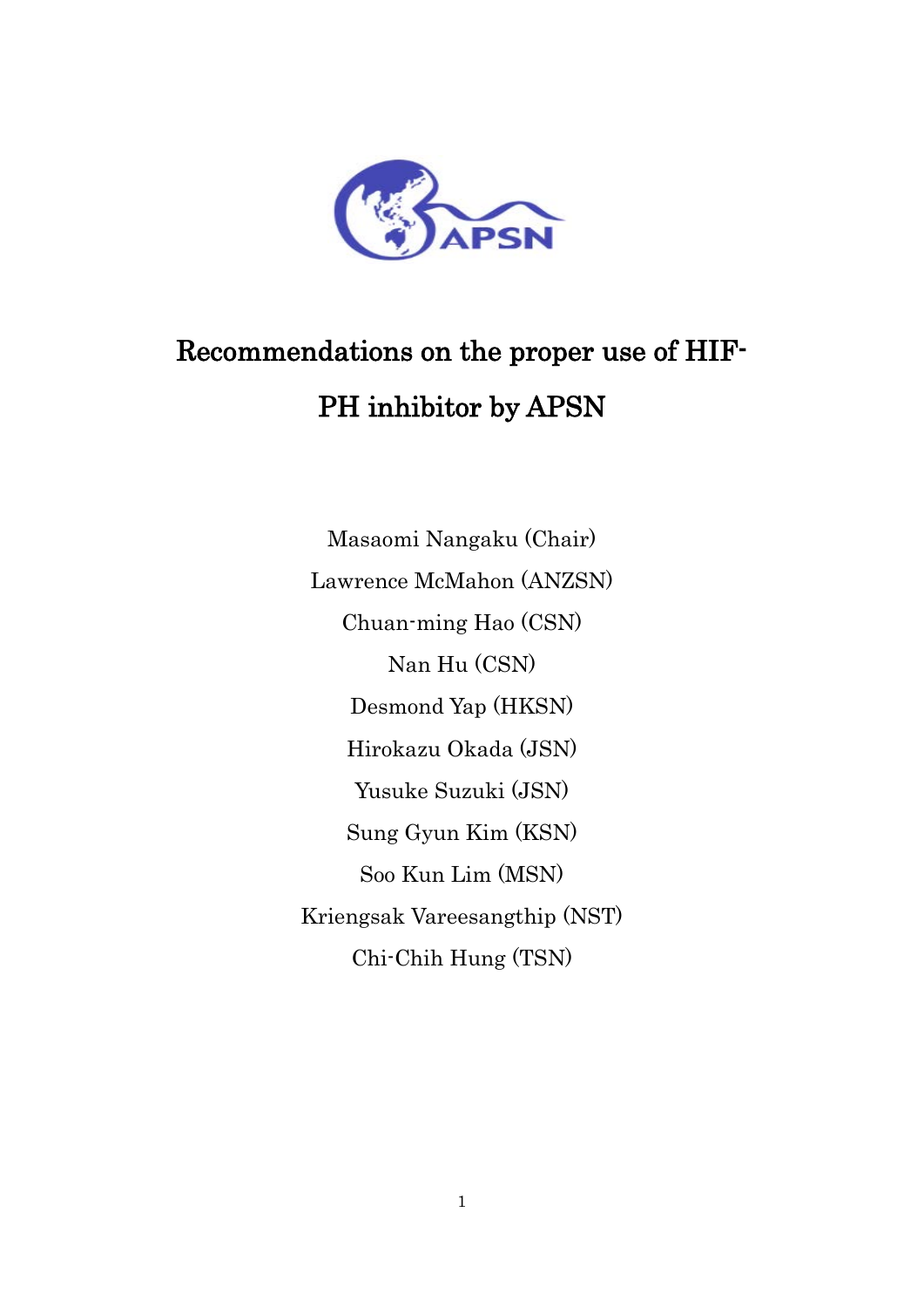# Recommendations on the proper use of HIF-PH inhibitor by APSN

Masaomi Nangaku (Chair)

Lawrence McMahon (ANZSN)

Chuan-ming Hao (CSN)

Nan Hu (CSN)

Desmond Yap (HKSN)

Hirokazu Okada (JSN)

Yusuke Suzuki (JSN)

Sung Gyun Kim (KSN)

Soo Kun Lim (MSN)

Kriengsak Vareesangthip (NST)

Chi-Chih Hung (TSN)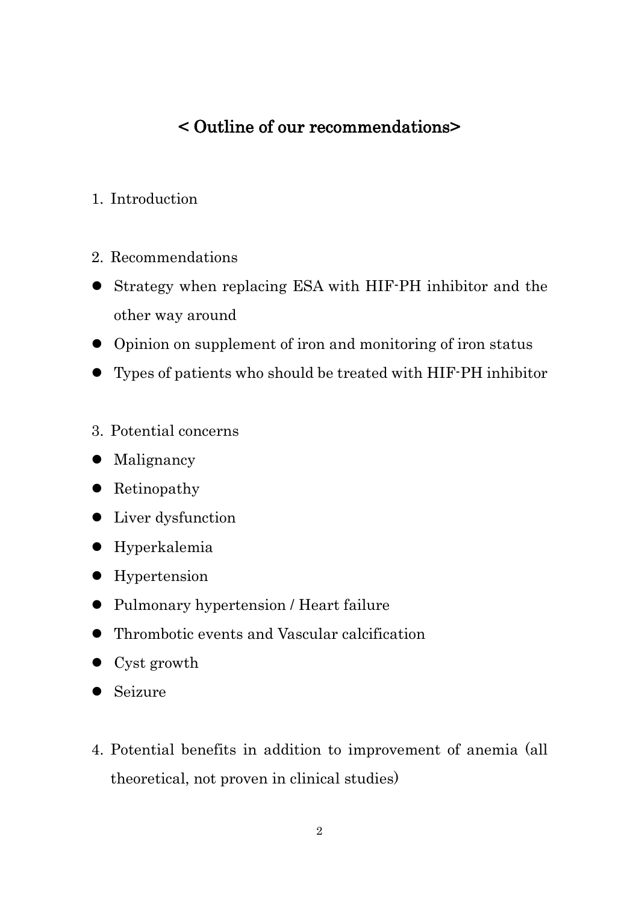## < Outline of our recommendations>

1. Introduction

2. Recommendations

- Strategy when replacing ESA with HIF-PH inhibitor and the other way around
- Opinion on supplement of iron and monitoring of iron status
- Types of patients who should be treated with HIF-PH inhibitor

3. Potential concerns

- Malignancy
- Retinopathy
- Liver dysfunction
- Hyperkalemia
- Hypertension
- Pulmonary hypertension / Heart failure
- Thrombotic events and Vascular calcification
- Cyst growth
- Seizure

4. Potential benefits in addition to improvement of anemia (all theoretical, not proven in clinical studies)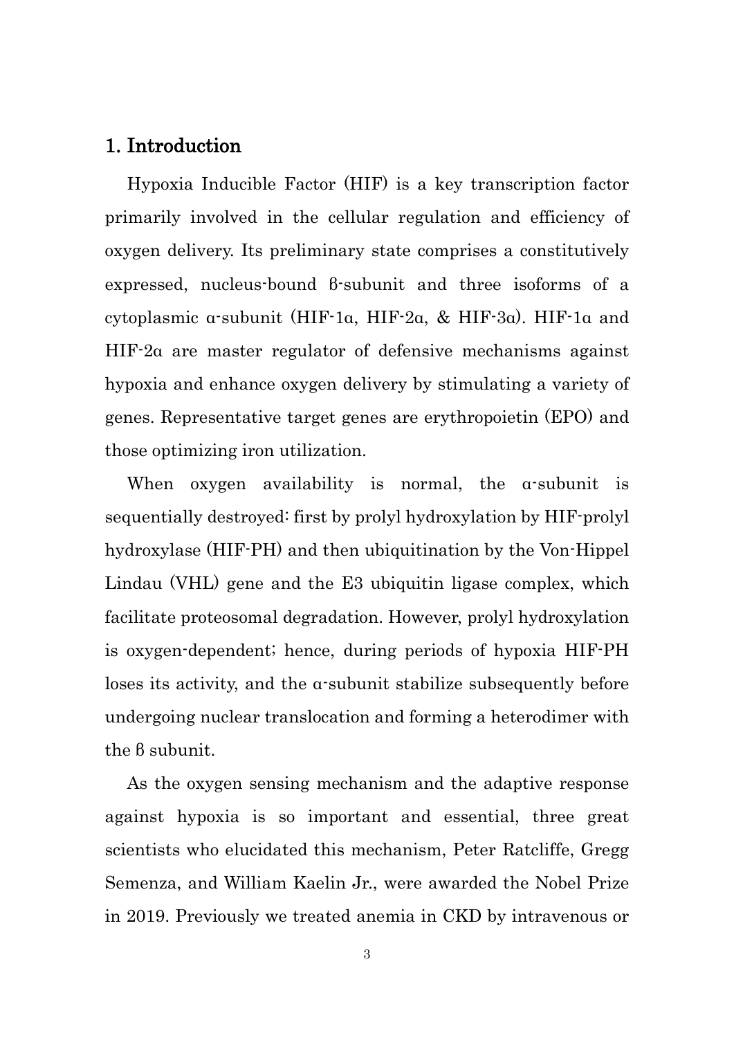## 1. Introduction

Hypoxia Inducible Factor (HIF) is a key transcription factor primarily involved in the cellular regulation and efficiency of oxygen delivery. Its preliminary state comprises a constitutively expressed, nucleus-bound β-subunit and three isoforms of a cytoplasmic α-subunit (HIF-1α, HIF-2α, & HIF-3α). HIF-1α and HIF-2α are master regulator of defensive mechanisms against hypoxia and enhance oxygen delivery by stimulating a variety of genes. Representative target genes are erythropoietin (EPO) and those optimizing iron utilization.

When oxygen availability is normal, the α-subunit is sequentially destroyed: first by prolyl hydroxylation by HIF-prolyl hydroxylase (HIF-PH) and then ubiquitination by the Von-Hippel Lindau (VHL) gene and the E3 ubiquitin ligase complex, which facilitate proteosomal degradation. However, prolyl hydroxylation is oxygen-dependent; hence, during periods of hypoxia HIF-PH loses its activity, and the α-subunit stabilize subsequently before undergoing nuclear translocation and forming a heterodimer with the β subunit.

As the oxygen sensing mechanism and the adaptive response against hypoxia is so important and essential, three great scientists who elucidated this mechanism, Peter Ratcliffe, Gregg Semenza, and William Kaelin Jr., were awarded the Nobel Prize in 2019. Previously we treated anemia in CKD by intravenous or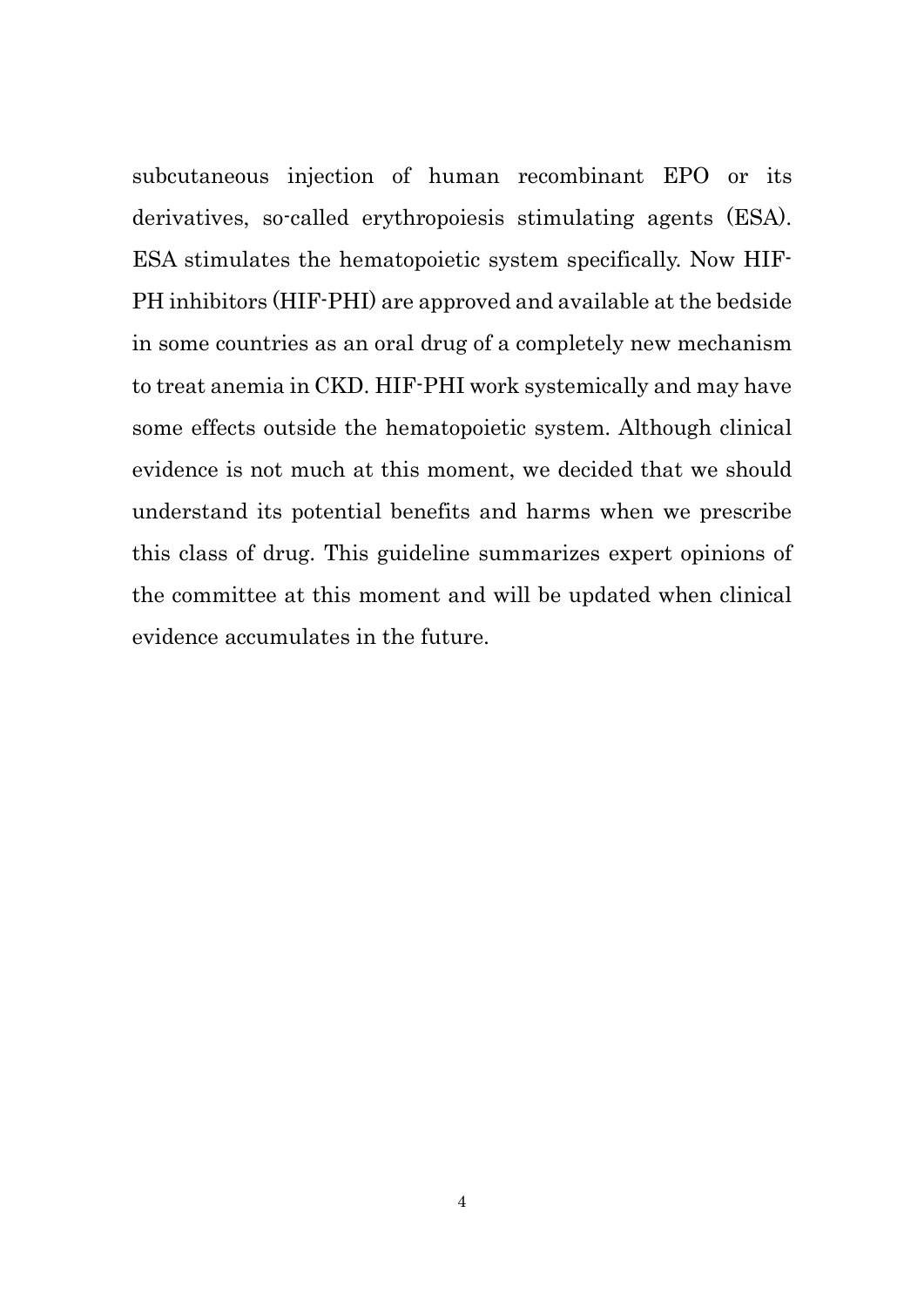subcutaneous injection of human recombinant EPO or its derivatives, so-called erythropoiesis stimulating agents (ESA). ESA stimulates the hematopoietic system specifically. Now HIF-PH inhibitors (HIF-PHI) are approved and available at the bedside in some countries as an oral drug of a completely new mechanism to treat anemia in CKD. HIF-PHI work systemically and may have some effects outside the hematopoietic system. Although clinical evidence is not much at this moment, we decided that we should understand its potential benefits and harms when we prescribe this class of drug. This guideline summarizes expert opinions of the committee at this moment and will be updated when clinical evidence accumulates in the future.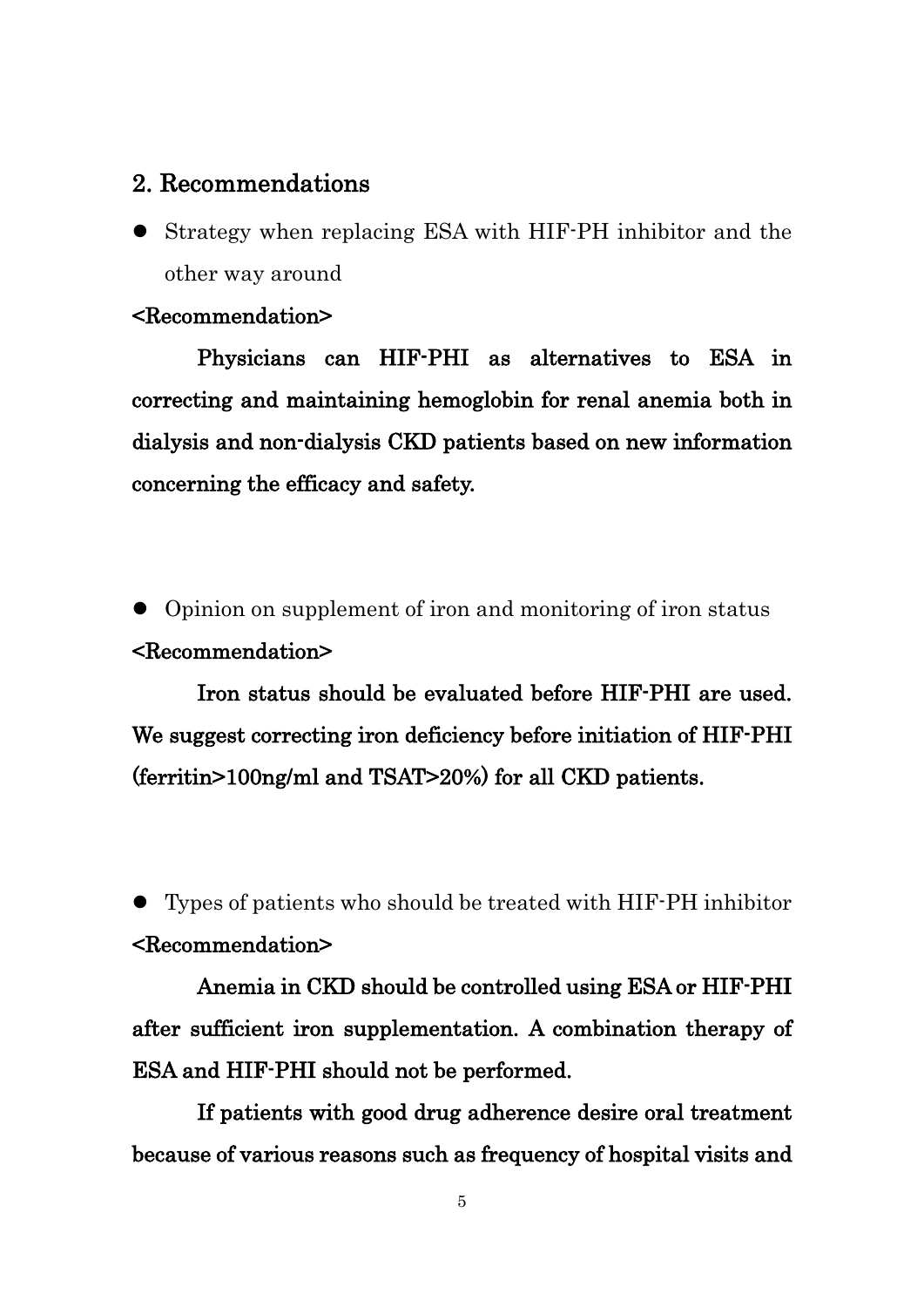## 2. Recommendations

- Strategy when replacing ESA with HIF-PH inhibitor and the other way around

**<Recommendation>**

**Physicians can HIF-PHI as alternatives to ESA in correcting and maintaining hemoglobin for renal anemia both in dialysis and non-dialysis CKD patients based on new information concerning the efficacy and safety.**

- Opinion on supplement of iron and monitoring of iron status

**<Recommendation>**

**Iron status should be evaluated before HIF-PHI are used. We suggest correcting iron deficiency before initiation of HIF-PHI (ferritin>100ng/ml and TSAT>20%) for all CKD patients.**

- Types of patients who should be treated with HIF-PH inhibitor

**<Recommendation>**

**Anemia in CKD should be controlled using ESA or HIF-PHI after sufficient iron supplementation. A combination therapy of ESA and HIF-PHI should not be performed.**

**If patients with good drug adherence desire oral treatment because of various reasons such as frequency of hospital visits and**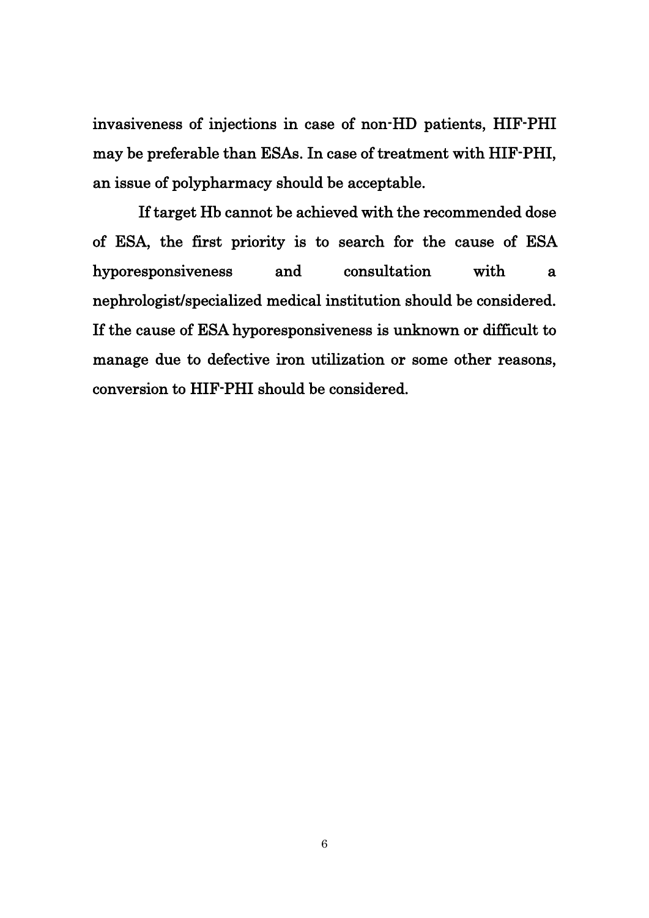invasiveness of injections in case of non-HD patients, HIF-PHI may be preferable than ESAs. In case of treatment with HIF-PHI, an issue of polypharmacy should be acceptable.

If target Hb cannot be achieved with the recommended dose of ESA, the first priority is to search for the cause of ESA hyporesponsiveness and consultation with a nephrologist/specialized medical institution should be considered. If the cause of ESA hyporesponsiveness is unknown or difficult to manage due to defective iron utilization or some other reasons, conversion to HIF-PHI should be considered.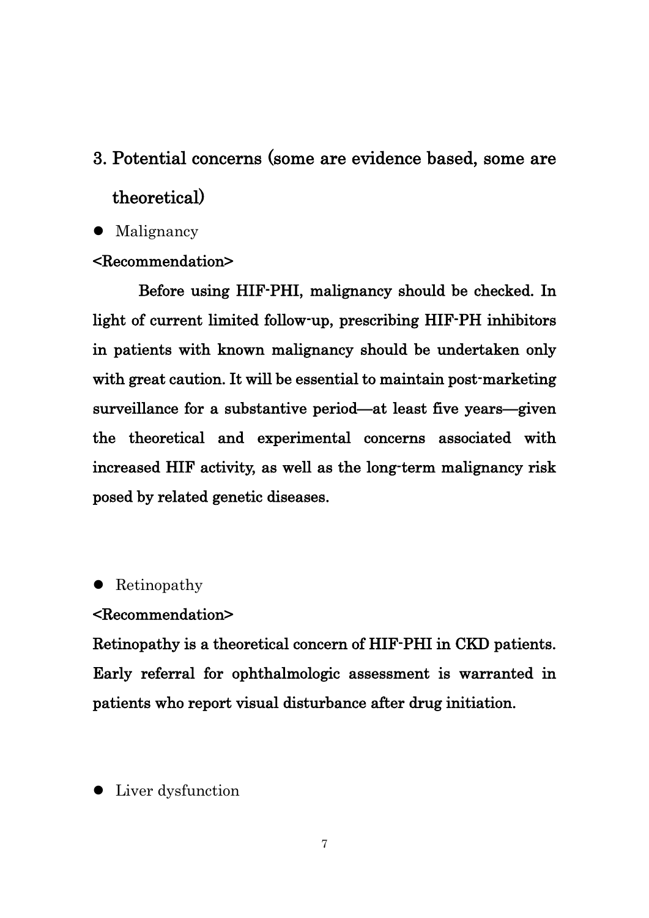## 3. Potential concerns (some are evidence based, some are theoretical)

- Malignancy

**<Recommendation>**

**Before using HIF-PHI, malignancy should be checked. In light of current limited follow-up, prescribing HIF-PH inhibitors in patients with known malignancy should be undertaken only with great caution. It will be essential to maintain post-marketing surveillance for a substantive period—at least five years—given the theoretical and experimental concerns associated with increased HIF activity, as well as the long-term malignancy risk posed by related genetic diseases.**

- Retinopathy

**<Recommendation>**

**Retinopathy is a theoretical concern of HIF-PHI in CKD patients. Early referral for ophthalmologic assessment is warranted in patients who report visual disturbance after drug initiation.**

- Liver dysfunction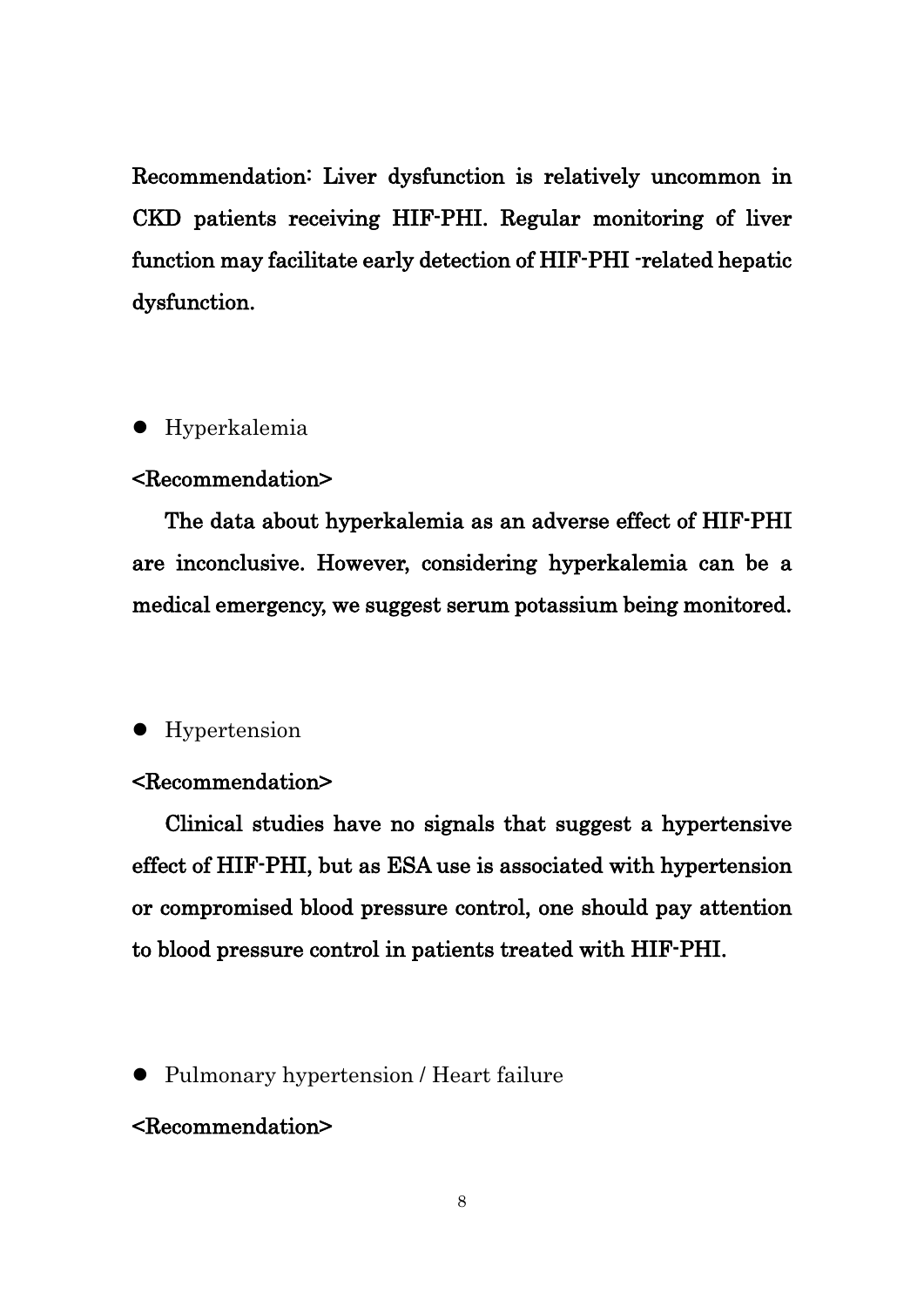**Recommendation: Liver dysfunction is relatively uncommon in CKD patients receiving HIF-PHI. Regular monitoring of liver function may facilitate early detection of HIF-PHI -related hepatic dysfunction.**

- Hyperkalemia

**<Recommendation>**

**The data about hyperkalemia as an adverse effect of HIF-PHI are inconclusive. However, considering hyperkalemia can be a medical emergency, we suggest serum potassium being monitored.**

- Hypertension

**<Recommendation>**

**Clinical studies have no signals that suggest a hypertensive effect of HIF-PHI, but as ESA use is associated with hypertension or compromised blood pressure control, one should pay attention to blood pressure control in patients treated with HIF-PHI.**

- Pulmonary hypertension / Heart failure

**<Recommendation>**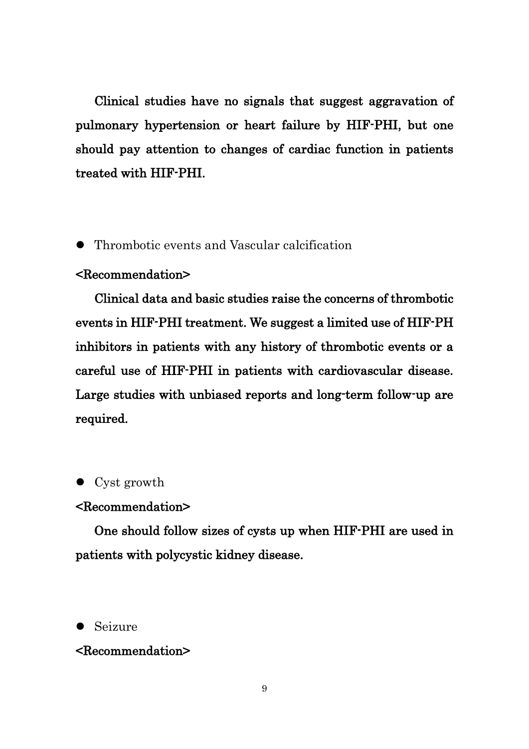**Clinical studies have no signals that suggest aggravation of pulmonary hypertension or heart failure by HIF-PHI, but one should pay attention to changes of cardiac function in patients treated with HIF-PHI.**

- Thrombotic events and Vascular calcification

**<Recommendation>**

**Clinical data and basic studies raise the concerns of thrombotic events in HIF-PHI treatment. We suggest a limited use of HIF-PH inhibitors in patients with any history of thrombotic events or a careful use of HIF-PHI in patients with cardiovascular disease. Large studies with unbiased reports and long-term follow-up are required.**

- Cyst growth

**<Recommendation>**

**One should follow sizes of cysts up when HIF-PHI are used in patients with polycystic kidney disease.**

- Seizure

**<Recommendation>**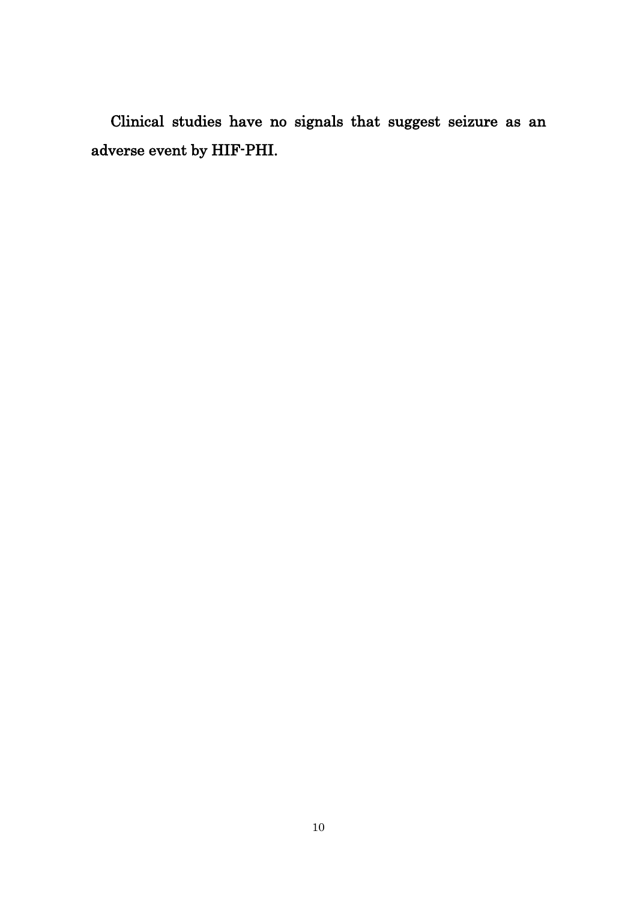Clinical studies have no signals that suggest seizure as an adverse event by HIF-PHI.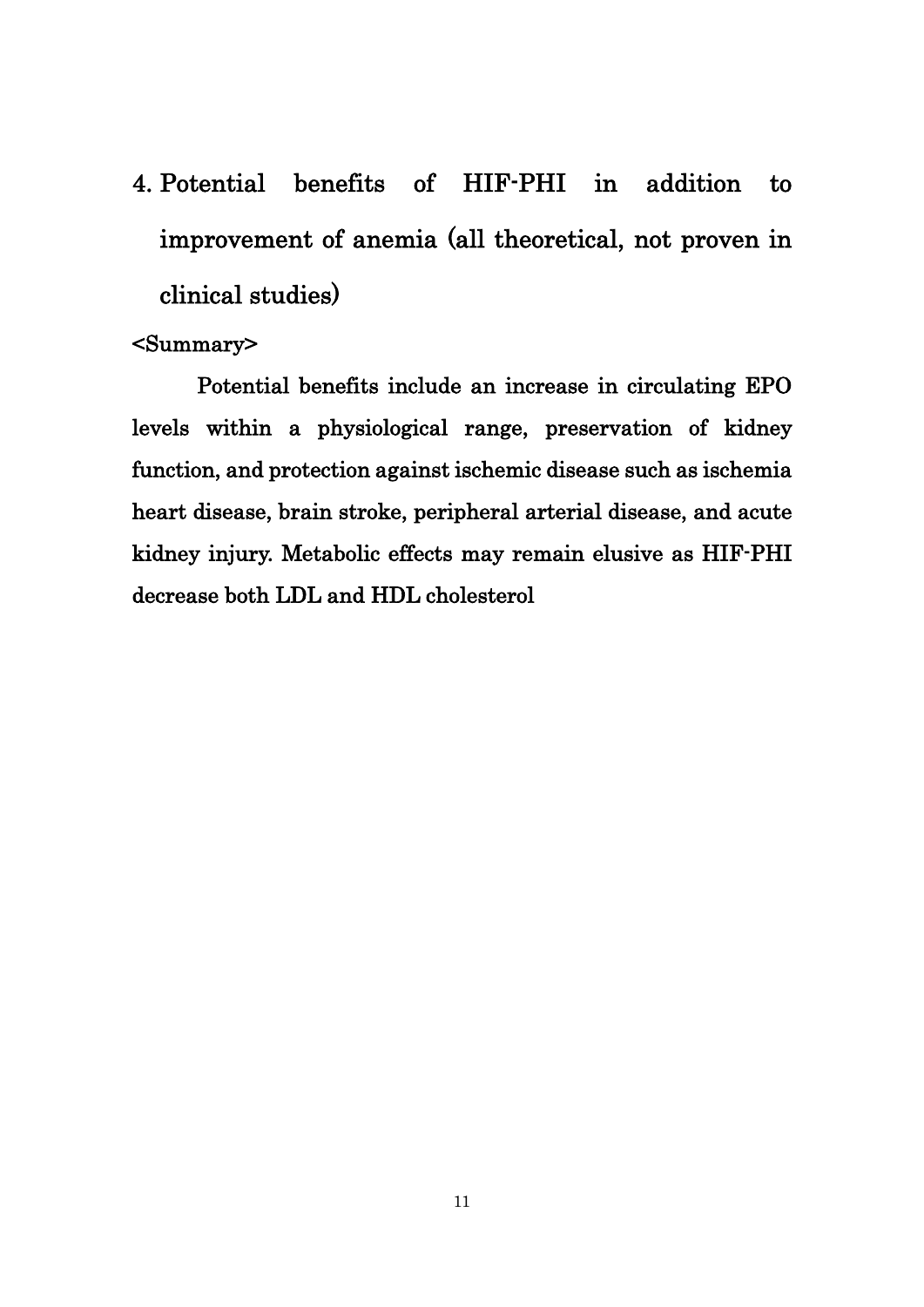## 4. Potential benefits of HIF-PHI in addition to improvement of anemia (all theoretical, not proven in clinical studies)

<Summary>

Potential benefits include an increase in circulating EPO levels within a physiological range, preservation of kidney function, and protection against ischemic disease such as ischemia heart disease, brain stroke, peripheral arterial disease, and acute kidney injury. Metabolic effects may remain elusive as HIF-PHI decrease both LDL and HDL cholesterol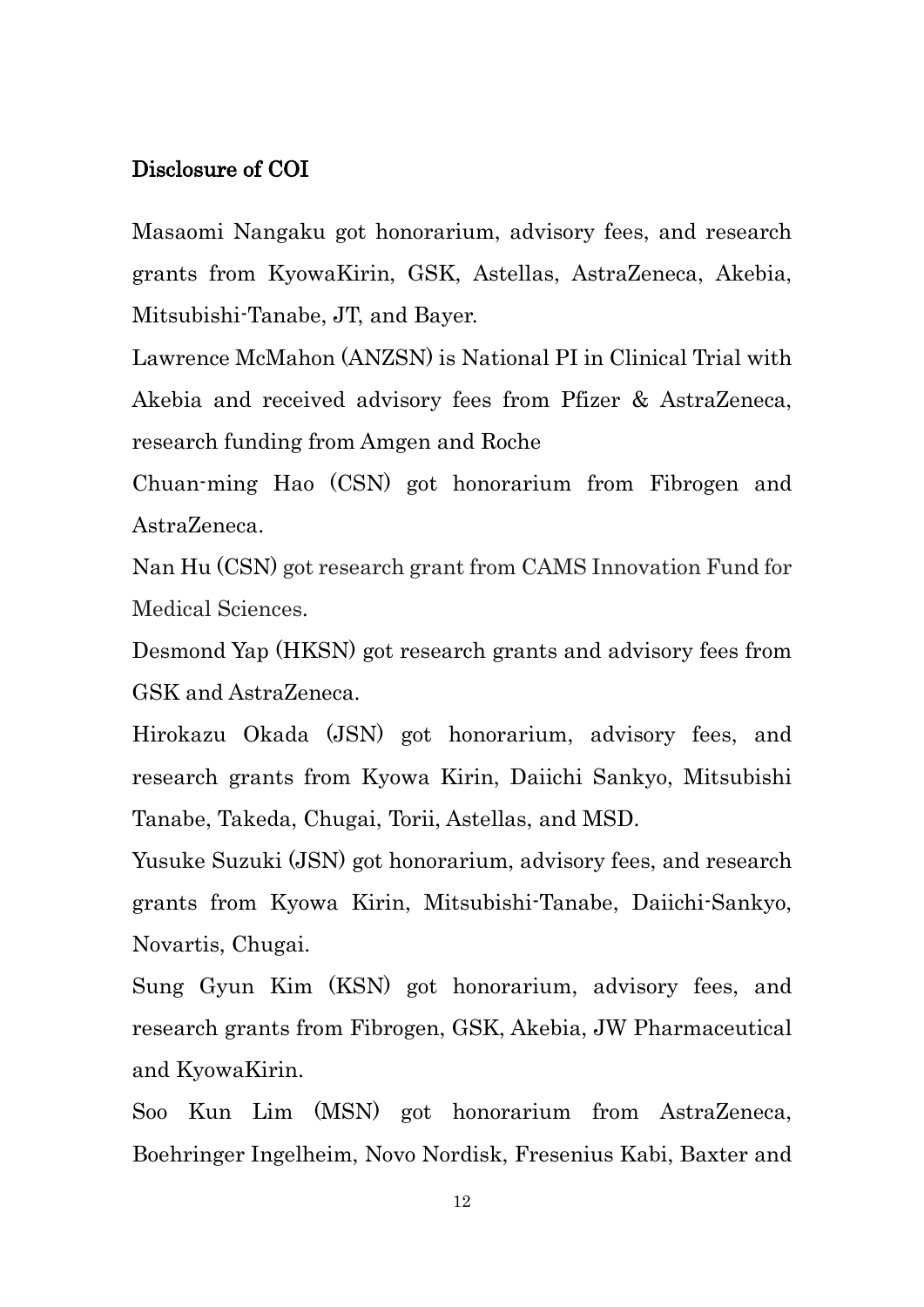## Disclosure of COI

Masaomi Nangaku got honorarium, advisory fees, and research grants from KyowaKirin, GSK, Astellas, AstraZeneca, Akebia, Mitsubishi-Tanabe, JT, and Bayer.

Lawrence McMahon (ANZSN) is National PI in Clinical Trial with Akebia and received advisory fees from Pfizer & AstraZeneca, research funding from Amgen and Roche

Chuan-ming Hao (CSN) got honorarium from Fibrogen and AstraZeneca.

Nan Hu (CSN) got research grant from CAMS Innovation Fund for Medical Sciences.

Desmond Yap (HKSN) got research grants and advisory fees from GSK and AstraZeneca.

Hirokazu Okada (JSN) got honorarium, advisory fees, and research grants from Kyowa Kirin, Daiichi Sankyo, Mitsubishi Tanabe, Takeda, Chugai, Torii, Astellas, and MSD.

Yusuke Suzuki (JSN) got honorarium, advisory fees, and research grants from Kyowa Kirin, Mitsubishi-Tanabe, Daiichi-Sankyo, Novartis, Chugai.

Sung Gyun Kim (KSN) got honorarium, advisory fees, and research grants from Fibrogen, GSK, Akebia, JW Pharmaceutical and KyowaKirin.

Soo Kun Lim (MSN) got honorarium from AstraZeneca, Boehringer Ingelheim, Novo Nordisk, Fresenius Kabi, Baxter and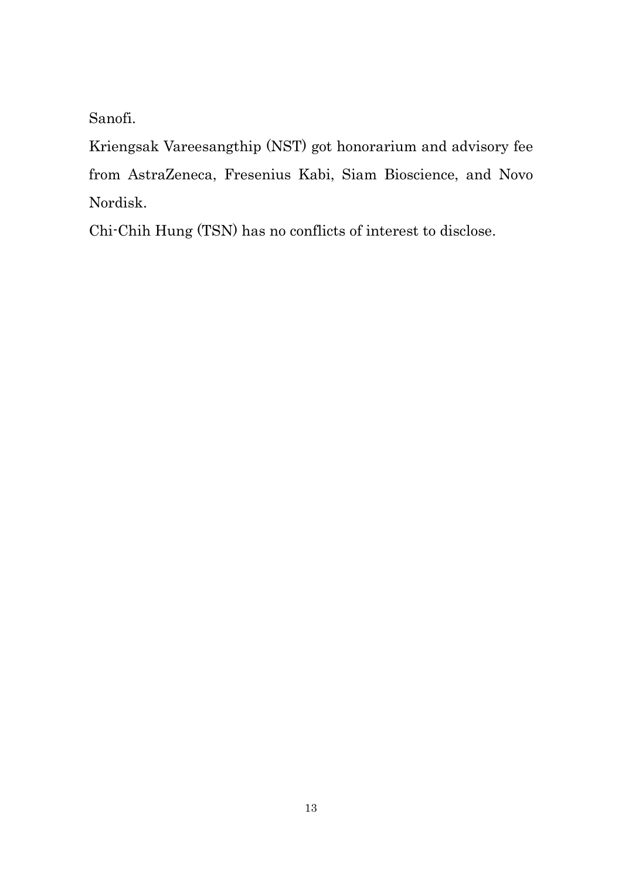Sanofi.

Kriengsak Vareesangthip (NST) got honorarium and advisory fee from AstraZeneca, Fresenius Kabi, Siam Bioscience, and Novo Nordisk.

Chi-Chih Hung (TSN) has no conflicts of interest to disclose.